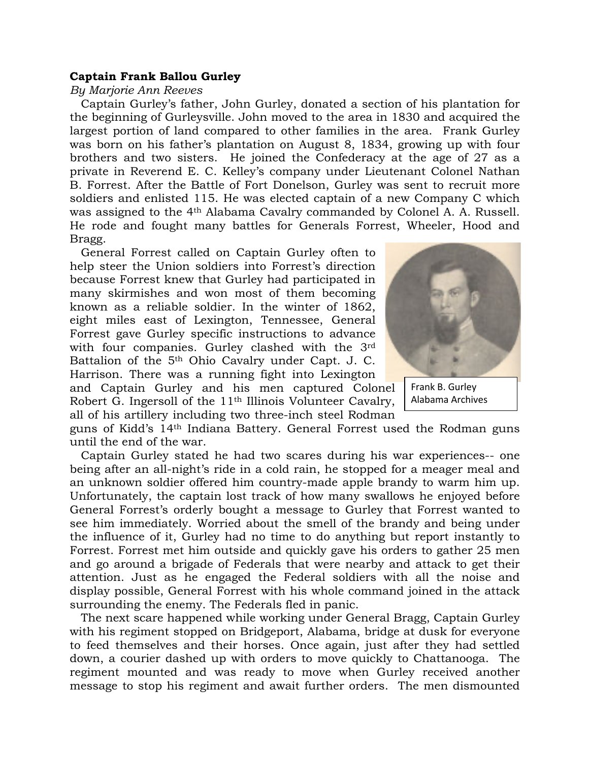**Captain Frank Ballou Gurley**

*By Marjorie Ann Reeves*

Captain Gurley's father, John Gurley, donated a section of his plantation for the beginning of Gurleysville. John moved to the area in 1830 and acquired the largest portion of land compared to other families in the area. Frank Gurley was born on his father's plantation on August 8, 1834, growing up with four brothers and two sisters. He joined the Confederacy at the age of 27 as a private in Reverend E. C. Kelley's company under Lieutenant Colonel Nathan B. Forrest. After the Battle of Fort Donelson, Gurley was sent to recruit more soldiers and enlisted 115. He was elected captain of a new Company C which was assigned to the 4th Alabama Cavalry commanded by Colonel A. A. Russell. He rode and fought many battles for Generals Forrest, Wheeler, Hood and Bragg.

General Forrest called on Captain Gurley often to help steer the Union soldiers into Forrest's direction because Forrest knew that Gurley had participated in many skirmishes and won most of them becoming known as a reliable soldier. In the winter of 1862, eight miles east of Lexington, Tennessee, General Forrest gave Gurley specific instructions to advance with four companies. Gurley clashed with the 3rd Battalion of the 5th Ohio Cavalry under Capt. J. C. Harrison. There was a running fight into Lexington and Captain Gurley and his men captured Colonel Robert G. Ingersoll of the 11th Illinois Volunteer Cavalry, all of his artillery including two three-inch steel Rodman guns of Kidd's 14th Indiana Battery. General Forrest used the Rodman guns until the end of the war.

Frank B. Gurley
Alabama Archives

Captain Gurley stated he had two scares during his war experiences-- one being after an all-night's ride in a cold rain, he stopped for a meager meal and an unknown soldier offered him country-made apple brandy to warm him up. Unfortunately, the captain lost track of how many swallows he enjoyed before General Forrest's orderly bought a message to Gurley that Forrest wanted to see him immediately. Worried about the smell of the brandy and being under the influence of it, Gurley had no time to do anything but report instantly to Forrest. Forrest met him outside and quickly gave his orders to gather 25 men and go around a brigade of Federals that were nearby and attack to get their attention. Just as he engaged the Federal soldiers with all the noise and display possible, General Forrest with his whole command joined in the attack surrounding the enemy. The Federals fled in panic.

The next scare happened while working under General Bragg, Captain Gurley with his regiment stopped on Bridgeport, Alabama, bridge at dusk for everyone to feed themselves and their horses. Once again, just after they had settled down, a courier dashed up with orders to move quickly to Chattanooga. The regiment mounted and was ready to move when Gurley received another message to stop his regiment and await further orders. The men dismounted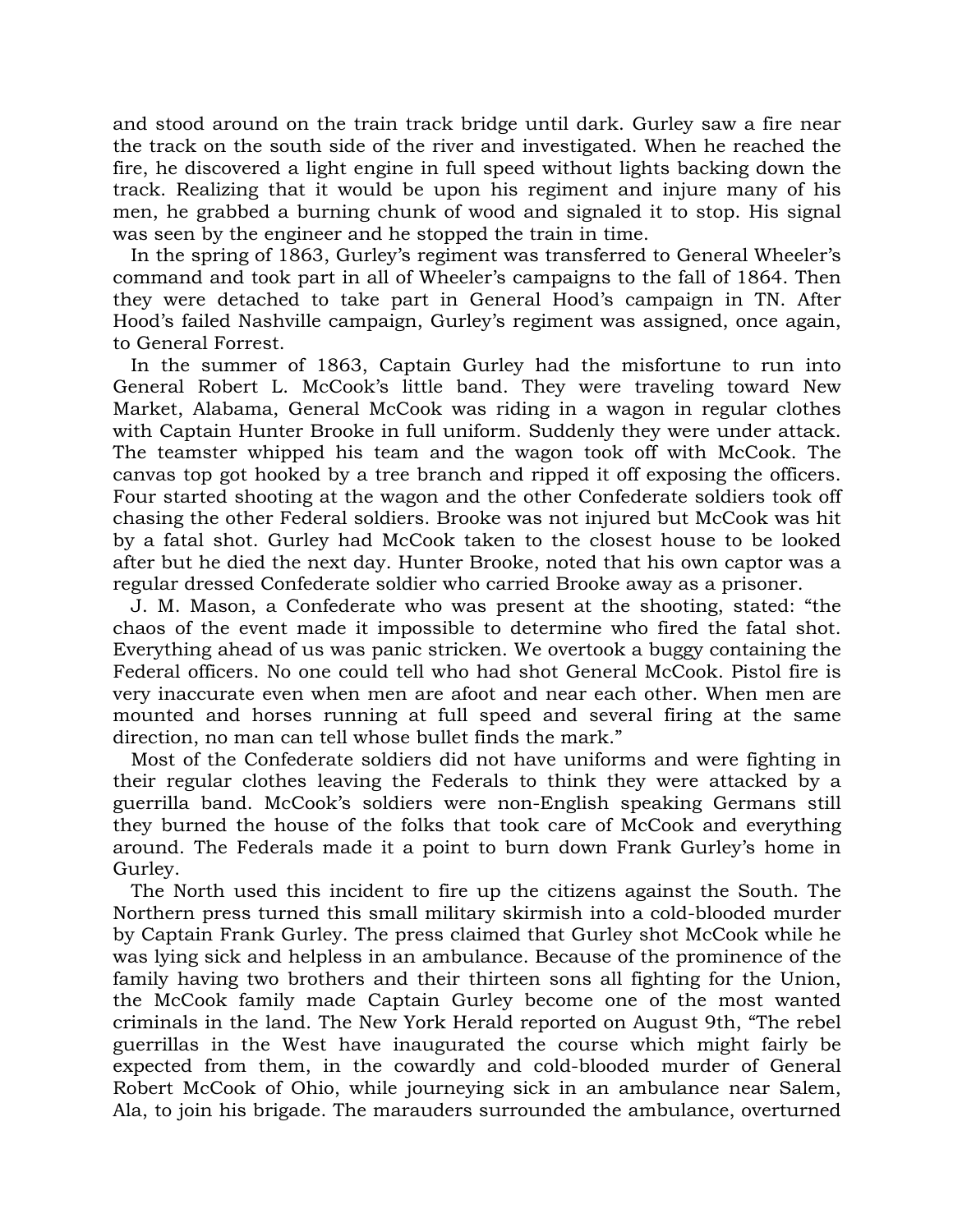and stood around on the train track bridge until dark. Gurley saw a fire near the track on the south side of the river and investigated. When he reached the fire, he discovered a light engine in full speed without lights backing down the track. Realizing that it would be upon his regiment and injure many of his men, he grabbed a burning chunk of wood and signaled it to stop. His signal was seen by the engineer and he stopped the train in time.

In the spring of 1863, Gurley's regiment was transferred to General Wheeler's command and took part in all of Wheeler's campaigns to the fall of 1864. Then they were detached to take part in General Hood's campaign in TN. After Hood's failed Nashville campaign, Gurley's regiment was assigned, once again, to General Forrest.

In the summer of 1863, Captain Gurley had the misfortune to run into General Robert L. McCook's little band. They were traveling toward New Market, Alabama, General McCook was riding in a wagon in regular clothes with Captain Hunter Brooke in full uniform. Suddenly they were under attack. The teamster whipped his team and the wagon took off with McCook. The canvas top got hooked by a tree branch and ripped it off exposing the officers. Four started shooting at the wagon and the other Confederate soldiers took off chasing the other Federal soldiers. Brooke was not injured but McCook was hit by a fatal shot. Gurley had McCook taken to the closest house to be looked after but he died the next day. Hunter Brooke, noted that his own captor was a regular dressed Confederate soldier who carried Brooke away as a prisoner.

J. M. Mason, a Confederate who was present at the shooting, stated: "the chaos of the event made it impossible to determine who fired the fatal shot. Everything ahead of us was panic stricken. We overtook a buggy containing the Federal officers. No one could tell who had shot General McCook. Pistol fire is very inaccurate even when men are afoot and near each other. When men are mounted and horses running at full speed and several firing at the same direction, no man can tell whose bullet finds the mark."

Most of the Confederate soldiers did not have uniforms and were fighting in their regular clothes leaving the Federals to think they were attacked by a guerrilla band. McCook's soldiers were non-English speaking Germans still they burned the house of the folks that took care of McCook and everything around. The Federals made it a point to burn down Frank Gurley's home in Gurley.

The North used this incident to fire up the citizens against the South. The Northern press turned this small military skirmish into a cold-blooded murder by Captain Frank Gurley. The press claimed that Gurley shot McCook while he was lying sick and helpless in an ambulance. Because of the prominence of the family having two brothers and their thirteen sons all fighting for the Union, the McCook family made Captain Gurley become one of the most wanted criminals in the land. The New York Herald reported on August 9th, "The rebel guerrillas in the West have inaugurated the course which might fairly be expected from them, in the cowardly and cold-blooded murder of General Robert McCook of Ohio, while journeying sick in an ambulance near Salem, Ala, to join his brigade. The marauders surrounded the ambulance, overturned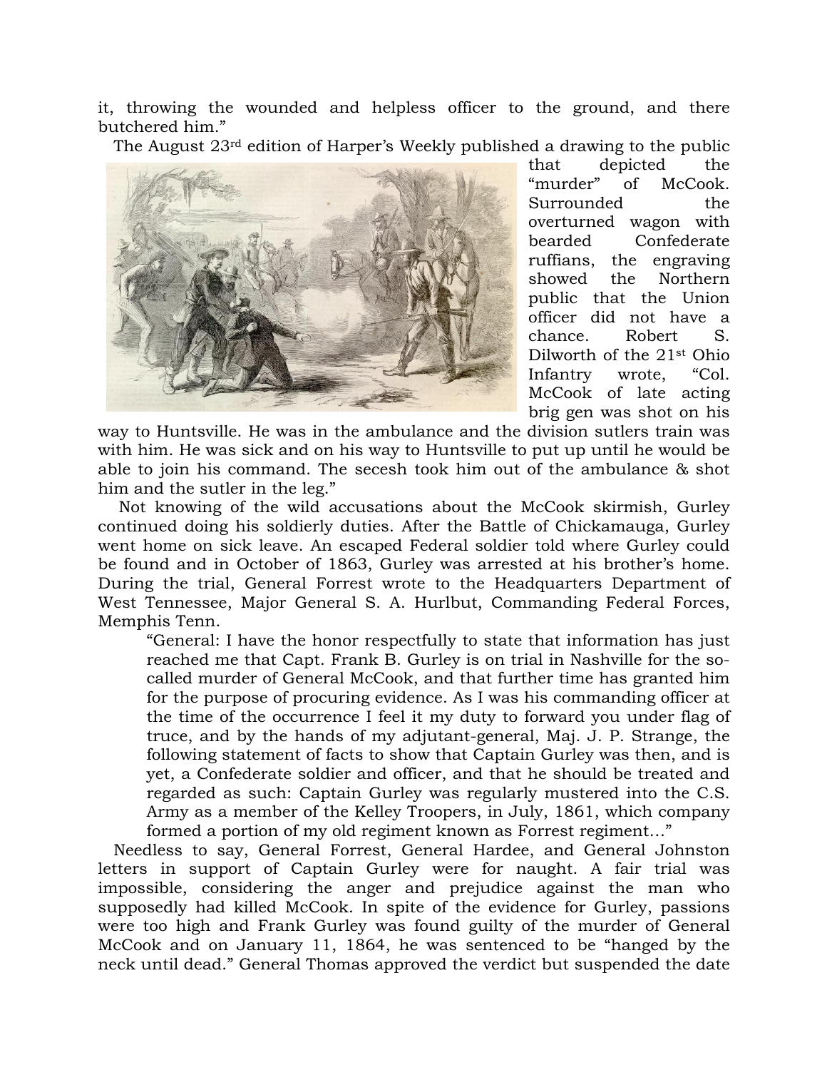it, throwing the wounded and helpless officer to the ground, and there butchered him."

The August 23rd edition of Harper's Weekly published a drawing to the public that depicted the "murder" of McCook. Surrounded the overturned wagon with bearded Confederate ruffians, the engraving showed the Northern public that the Union officer did not have a chance. Robert S. Dilworth of the 21st Ohio Infantry wrote, "Col. McCook of late acting brig gen was shot on his way to Huntsville. He was in the ambulance and the division sutlers train was with him. He was sick and on his way to Huntsville to put up until he would be able to join his command. The secesh took him out of the ambulance & shot him and the sutler in the leg."

Not knowing of the wild accusations about the McCook skirmish, Gurley continued doing his soldierly duties. After the Battle of Chickamauga, Gurley went home on sick leave. An escaped Federal soldier told where Gurley could be found and in October of 1863, Gurley was arrested at his brother's home. During the trial, General Forrest wrote to the Headquarters Department of West Tennessee, Major General S. A. Hurlbut, Commanding Federal Forces, Memphis Tenn.

> "General: I have the honor respectfully to state that information has just reached me that Capt. Frank B. Gurley is on trial in Nashville for the so-called murder of General McCook, and that further time has granted him for the purpose of procuring evidence. As I was his commanding officer at the time of the occurrence I feel it my duty to forward you under flag of truce, and by the hands of my adjutant-general, Maj. J. P. Strange, the following statement of facts to show that Captain Gurley was then, and is yet, a Confederate soldier and officer, and that he should be treated and regarded as such: Captain Gurley was regularly mustered into the C.S. Army as a member of the Kelley Troopers, in July, 1861, which company formed a portion of my old regiment known as Forrest regiment…"

Needless to say, General Forrest, General Hardee, and General Johnston letters in support of Captain Gurley were for naught. A fair trial was impossible, considering the anger and prejudice against the man who supposedly had killed McCook. In spite of the evidence for Gurley, passions were too high and Frank Gurley was found guilty of the murder of General McCook and on January 11, 1864, he was sentenced to be "hanged by the neck until dead." General Thomas approved the verdict but suspended the date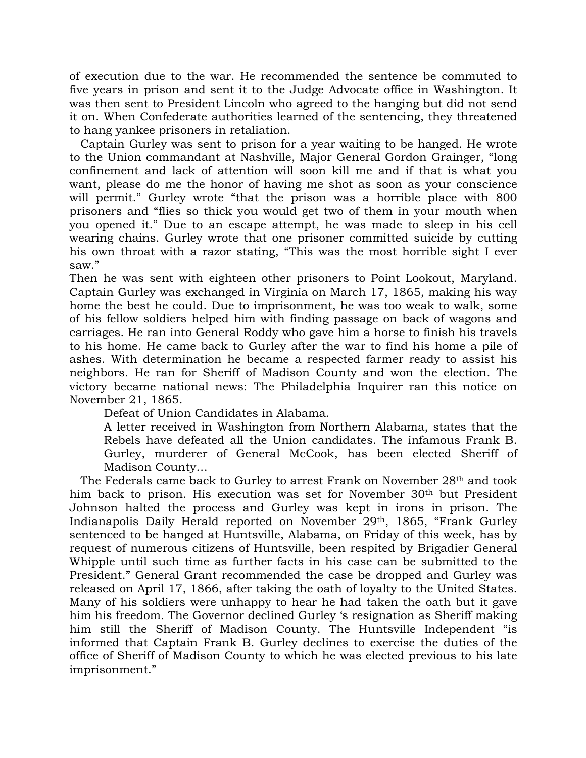of execution due to the war. He recommended the sentence be commuted to five years in prison and sent it to the Judge Advocate office in Washington. It was then sent to President Lincoln who agreed to the hanging but did not send it on. When Confederate authorities learned of the sentencing, they threatened to hang yankee prisoners in retaliation.

Captain Gurley was sent to prison for a year waiting to be hanged. He wrote to the Union commandant at Nashville, Major General Gordon Grainger, "long confinement and lack of attention will soon kill me and if that is what you want, please do me the honor of having me shot as soon as your conscience will permit." Gurley wrote "that the prison was a horrible place with 800 prisoners and "flies so thick you would get two of them in your mouth when you opened it." Due to an escape attempt, he was made to sleep in his cell wearing chains. Gurley wrote that one prisoner committed suicide by cutting his own throat with a razor stating, "This was the most horrible sight I ever saw."

Then he was sent with eighteen other prisoners to Point Lookout, Maryland. Captain Gurley was exchanged in Virginia on March 17, 1865, making his way home the best he could. Due to imprisonment, he was too weak to walk, some of his fellow soldiers helped him with finding passage on back of wagons and carriages. He ran into General Roddy who gave him a horse to finish his travels to his home. He came back to Gurley after the war to find his home a pile of ashes. With determination he became a respected farmer ready to assist his neighbors. He ran for Sheriff of Madison County and won the election. The victory became national news: The Philadelphia Inquirer ran this notice on November 21, 1865.

> Defeat of Union Candidates in Alabama.
>
> A letter received in Washington from Northern Alabama, states that the Rebels have defeated all the Union candidates. The infamous Frank B. Gurley, murderer of General McCook, has been elected Sheriff of Madison County…

The Federals came back to Gurley to arrest Frank on November 28th and took him back to prison. His execution was set for November 30th but President Johnson halted the process and Gurley was kept in irons in prison. The Indianapolis Daily Herald reported on November 29th, 1865, "Frank Gurley sentenced to be hanged at Huntsville, Alabama, on Friday of this week, has by request of numerous citizens of Huntsville, been respited by Brigadier General Whipple until such time as further facts in his case can be submitted to the President." General Grant recommended the case be dropped and Gurley was released on April 17, 1866, after taking the oath of loyalty to the United States. Many of his soldiers were unhappy to hear he had taken the oath but it gave him his freedom. The Governor declined Gurley 's resignation as Sheriff making him still the Sheriff of Madison County. The Huntsville Independent "is informed that Captain Frank B. Gurley declines to exercise the duties of the office of Sheriff of Madison County to which he was elected previous to his late imprisonment."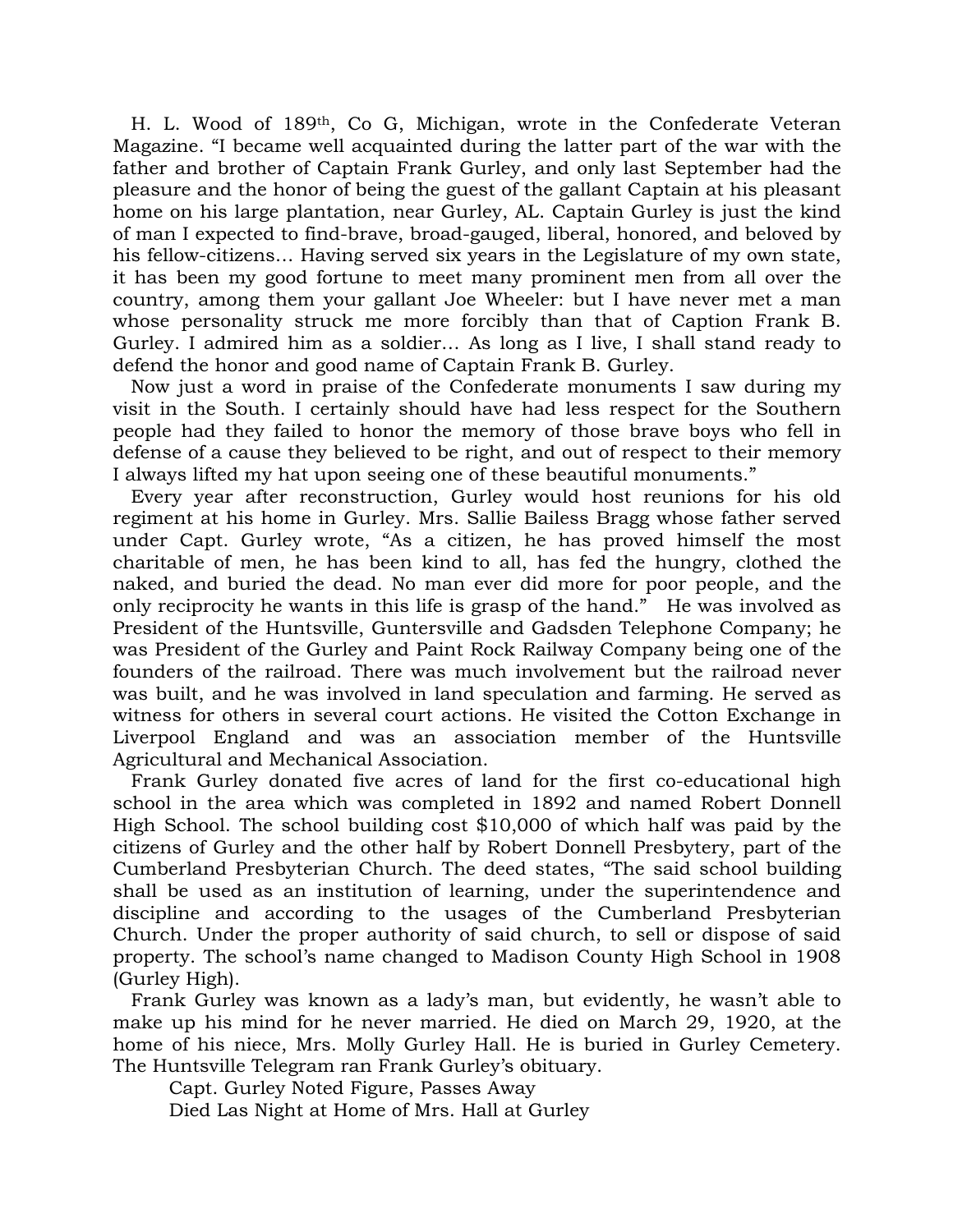H. L. Wood of 189th, Co G, Michigan, wrote in the Confederate Veteran Magazine. "I became well acquainted during the latter part of the war with the father and brother of Captain Frank Gurley, and only last September had the pleasure and the honor of being the guest of the gallant Captain at his pleasant home on his large plantation, near Gurley, AL. Captain Gurley is just the kind of man I expected to find-brave, broad-gauged, liberal, honored, and beloved by his fellow-citizens… Having served six years in the Legislature of my own state, it has been my good fortune to meet many prominent men from all over the country, among them your gallant Joe Wheeler: but I have never met a man whose personality struck me more forcibly than that of Caption Frank B. Gurley. I admired him as a soldier… As long as I live, I shall stand ready to defend the honor and good name of Captain Frank B. Gurley.

Now just a word in praise of the Confederate monuments I saw during my visit in the South. I certainly should have had less respect for the Southern people had they failed to honor the memory of those brave boys who fell in defense of a cause they believed to be right, and out of respect to their memory I always lifted my hat upon seeing one of these beautiful monuments."

Every year after reconstruction, Gurley would host reunions for his old regiment at his home in Gurley. Mrs. Sallie Bailess Bragg whose father served under Capt. Gurley wrote, "As a citizen, he has proved himself the most charitable of men, he has been kind to all, has fed the hungry, clothed the naked, and buried the dead. No man ever did more for poor people, and the only reciprocity he wants in this life is grasp of the hand." He was involved as President of the Huntsville, Guntersville and Gadsden Telephone Company; he was President of the Gurley and Paint Rock Railway Company being one of the founders of the railroad. There was much involvement but the railroad never was built, and he was involved in land speculation and farming. He served as witness for others in several court actions. He visited the Cotton Exchange in Liverpool England and was an association member of the Huntsville Agricultural and Mechanical Association.

Frank Gurley donated five acres of land for the first co-educational high school in the area which was completed in 1892 and named Robert Donnell High School. The school building cost $10,000 of which half was paid by the citizens of Gurley and the other half by Robert Donnell Presbytery, part of the Cumberland Presbyterian Church. The deed states, "The said school building shall be used as an institution of learning, under the superintendence and discipline and according to the usages of the Cumberland Presbyterian Church. Under the proper authority of said church, to sell or dispose of said property. The school's name changed to Madison County High School in 1908 (Gurley High).

Frank Gurley was known as a lady's man, but evidently, he wasn't able to make up his mind for he never married. He died on March 29, 1920, at the home of his niece, Mrs. Molly Gurley Hall. He is buried in Gurley Cemetery. The Huntsville Telegram ran Frank Gurley's obituary.

Capt. Gurley Noted Figure, Passes Away

Died Las Night at Home of Mrs. Hall at Gurley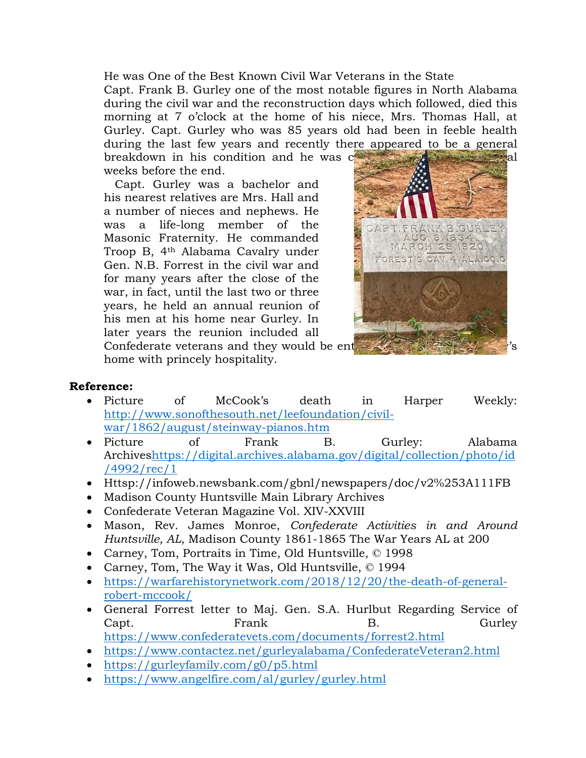He was One of the Best Known Civil War Veterans in the State

Capt. Frank B. Gurley one of the most notable figures in North Alabama during the civil war and the reconstruction days which followed, died this morning at 7 o'clock at the home of his niece, Mrs. Thomas Hall, at Gurley. Capt. Gurley who was 85 years old had been in feeble health during the last few years and recently there appeared to be a general breakdown in his condition and he was c al weeks before the end.

Capt. Gurley was a bachelor and his nearest relatives are Mrs. Hall and a number of nieces and nephews. He was a life-long member of the Masonic Fraternity. He commanded Troop B, 4th Alabama Cavalry under Gen. N.B. Forrest in the civil war and for many years after the close of the war, in fact, until the last two or three years, he held an annual reunion of his men at his home near Gurley. In later years the reunion included all Confederate veterans and they would be ent 's home with princely hospitality.

**Reference:**

- Picture of McCook's death in Harper Weekly: http://www.sonofthesouth.net/leefoundation/civil-war/1862/august/steinway-pianos.htm
- Picture of Frank B. Gurley: Alabama Archiveshttps://digital.archives.alabama.gov/digital/collection/photo/id/4992/rec/1
- Httsp://infoweb.newsbank.com/gbnl/newspapers/doc/v2%253A111FB
- Madison County Huntsville Main Library Archives
- Confederate Veteran Magazine Vol. XIV-XXVIII
- Mason, Rev. James Monroe, *Confederate Activities in and Around Huntsville, AL*, Madison County 1861-1865 The War Years AL at 200
- Carney, Tom, Portraits in Time, Old Huntsville, © 1998
- Carney, Tom, The Way it Was, Old Huntsville, © 1994
- https://warfarehistorynetwork.com/2018/12/20/the-death-of-general-robert-mccook/
- General Forrest letter to Maj. Gen. S.A. Hurlbut Regarding Service of Capt. Frank B. Gurley https://www.confederatevets.com/documents/forrest2.html
- https://www.contactez.net/gurleyalabama/ConfederateVeteran2.html
- https://gurleyfamily.com/g0/p5.html
- https://www.angelfire.com/al/gurley/gurley.html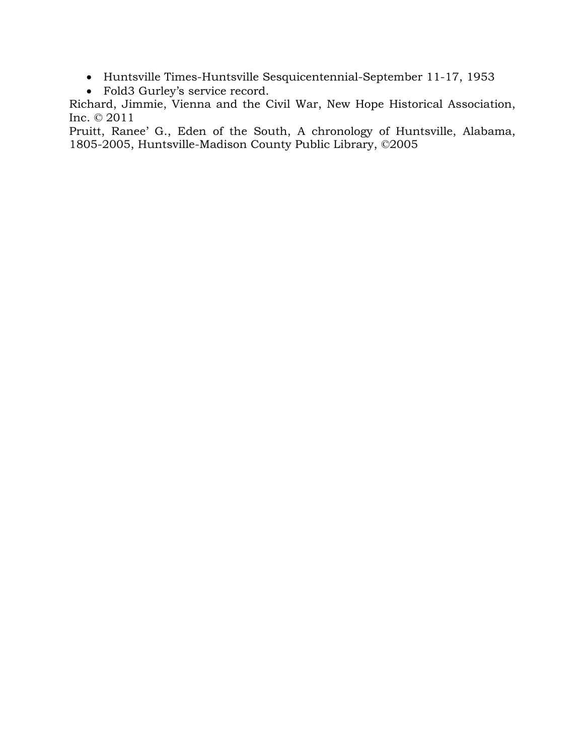- Huntsville Times-Huntsville Sesquicentennial-September 11-17, 1953
- Fold3 Gurley's service record.

Richard, Jimmie, Vienna and the Civil War, New Hope Historical Association, Inc. © 2011

Pruitt, Ranee' G., Eden of the South, A chronology of Huntsville, Alabama, 1805-2005, Huntsville-Madison County Public Library, ©2005